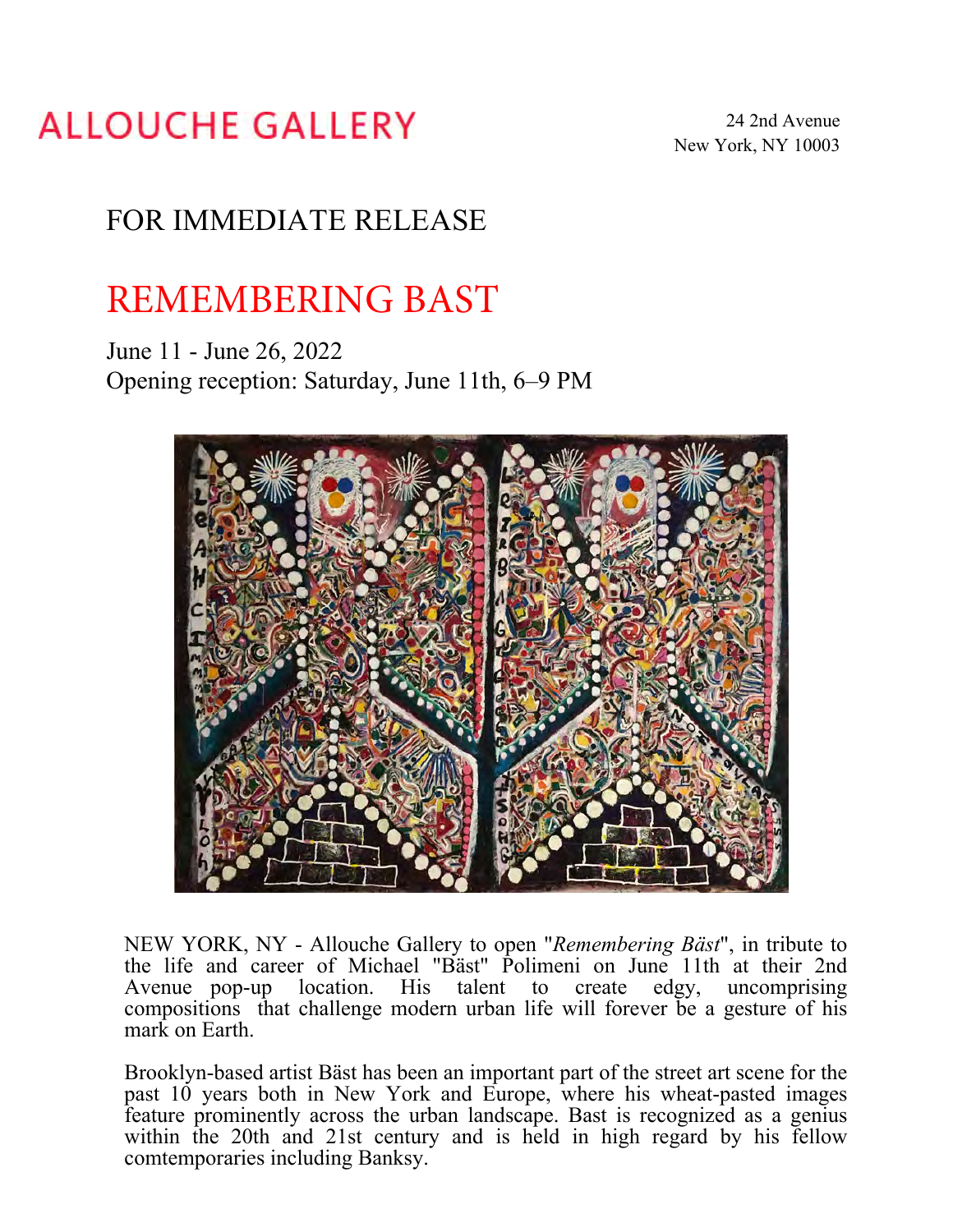# ALLOUCHE GALLERY

24 2nd Avenue
New York, NY 10003

FOR IMMEDIATE RELEASE

## REMEMBERING BAST

June 11 - June 26, 2022
Opening reception: Saturday, June 11th, 6–9 PM

NEW YORK, NY - Allouche Gallery to open "*Remembering Bäst*", in tribute to the life and career of Michael "Bäst" Polimeni on June 11th at their 2nd Avenue pop-up location. His talent to create edgy, uncomprising compositions that challenge modern urban life will forever be a gesture of his mark on Earth.

Brooklyn-based artist Bäst has been an important part of the street art scene for the past 10 years both in New York and Europe, where his wheat-pasted images feature prominently across the urban landscape. Bast is recognized as a genius within the 20th and 21st century and is held in high regard by his fellow comtemporaries including Banksy.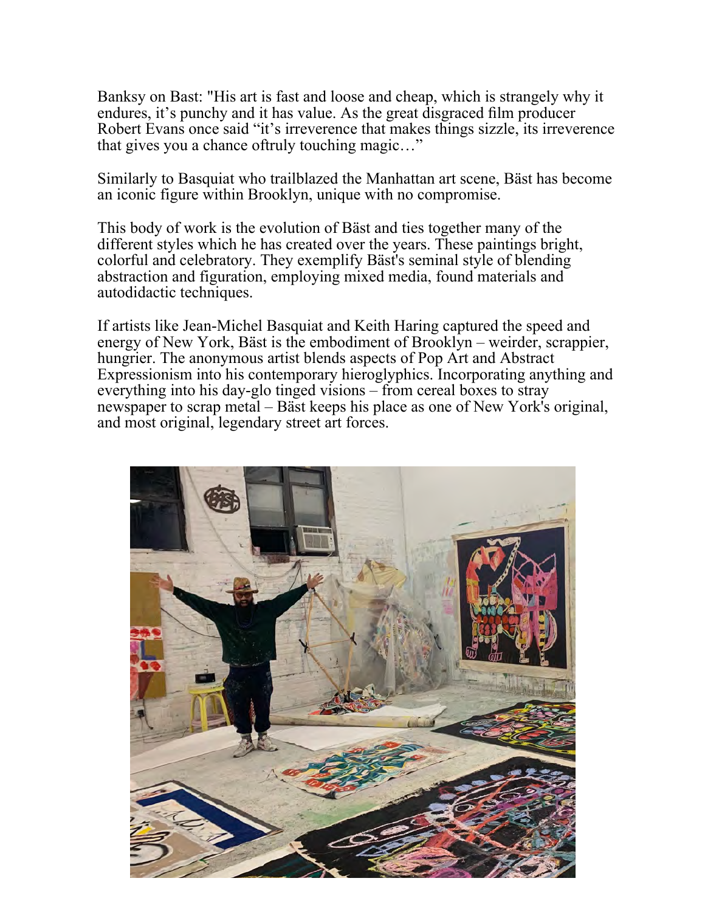Banksy on Bast: "His art is fast and loose and cheap, which is strangely why it endures, it's punchy and it has value. As the great disgraced film producer Robert Evans once said "it's irreverence that makes things sizzle, its irreverence that gives you a chance oftruly touching magic…"

Similarly to Basquiat who trailblazed the Manhattan art scene, Bäst has become an iconic figure within Brooklyn, unique with no compromise.

This body of work is the evolution of Bäst and ties together many of the different styles which he has created over the years. These paintings bright, colorful and celebratory. They exemplify Bäst's seminal style of blending abstraction and figuration, employing mixed media, found materials and autodidactic techniques.

If artists like Jean-Michel Basquiat and Keith Haring captured the speed and energy of New York, Bäst is the embodiment of Brooklyn – weirder, scrappier, hungrier. The anonymous artist blends aspects of Pop Art and Abstract Expressionism into his contemporary hieroglyphics. Incorporating anything and everything into his day-glo tinged visions – from cereal boxes to stray newspaper to scrap metal – Bäst keeps his place as one of New York's original, and most original, legendary street art forces.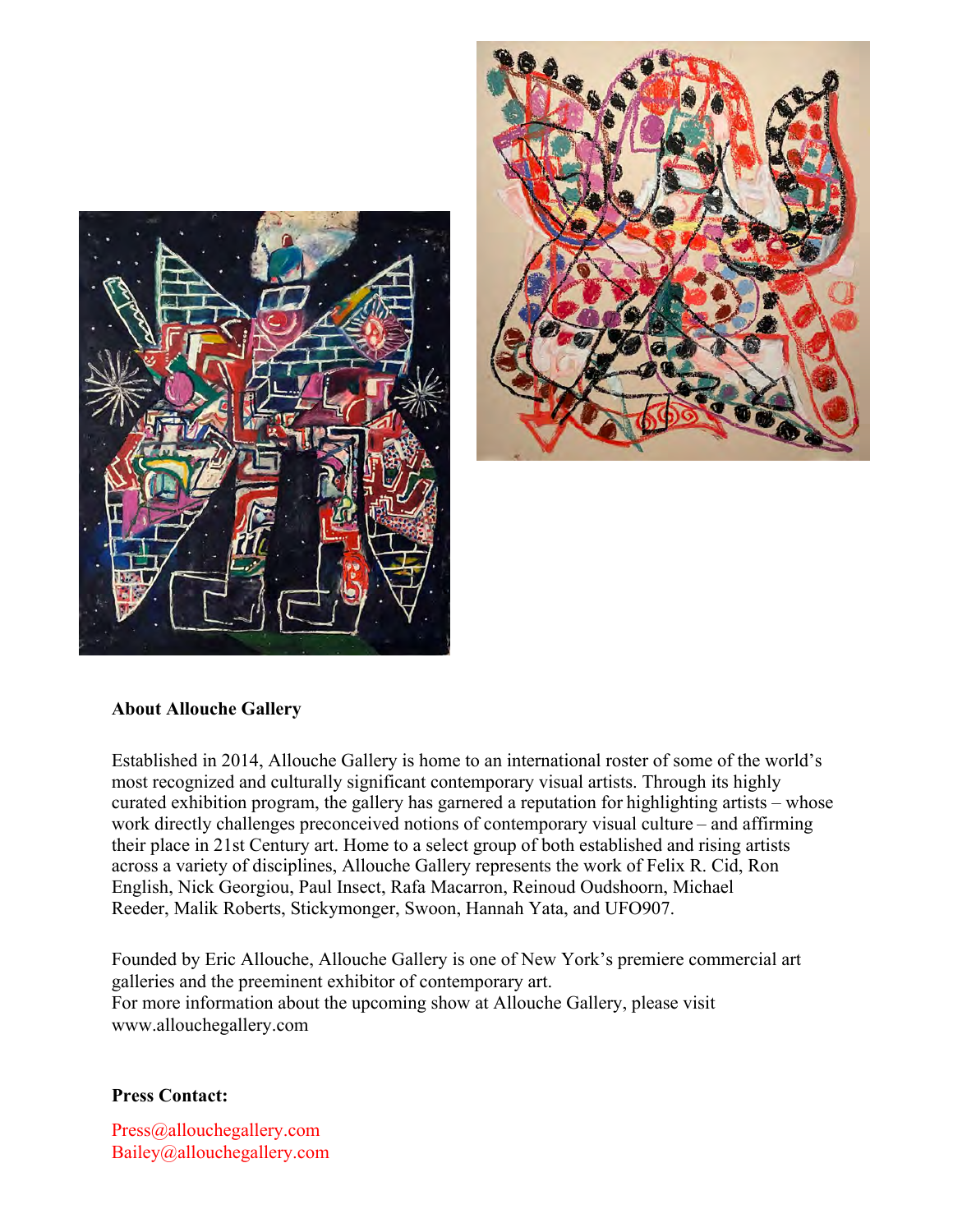**About Allouche Gallery**

Established in 2014, Allouche Gallery is home to an international roster of some of the world's most recognized and culturally significant contemporary visual artists. Through its highly curated exhibition program, the gallery has garnered a reputation for highlighting artists – whose work directly challenges preconceived notions of contemporary visual culture – and affirming their place in 21st Century art. Home to a select group of both established and rising artists across a variety of disciplines, Allouche Gallery represents the work of Felix R. Cid, Ron English, Nick Georgiou, Paul Insect, Rafa Macarron, Reinoud Oudshoorn, Michael Reeder, Malik Roberts, Stickymonger, Swoon, Hannah Yata, and UFO907.

Founded by Eric Allouche, Allouche Gallery is one of New York's premiere commercial art galleries and the preeminent exhibitor of contemporary art.
For more information about the upcoming show at Allouche Gallery, please visit www.allouchegallery.com

**Press Contact:**

Press@allouchegallery.com
Bailey@allouchegallery.com